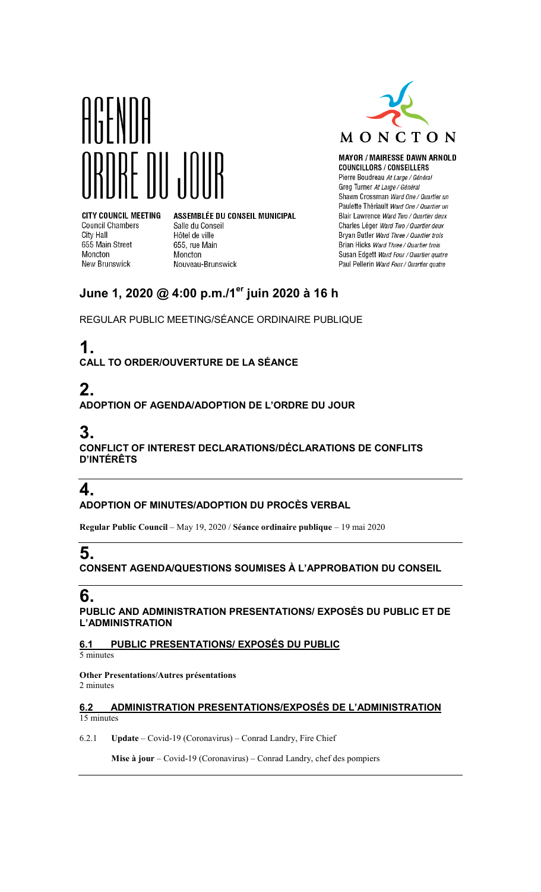# AGENDA
# ORDRE DU JOUR

**CITY COUNCIL MEETING**
Council Chambers
City Hall
655 Main Street
Moncton
New Brunswick

**ASSEMBLÉE DU CONSEIL MUNICIPAL**
Salle du Conseil
Hôtel de ville
655, rue Main
Moncton
Nouveau-Brunswick

MONCTON

**MAYOR / MAIRESSE DAWN ARNOLD**
**COUNCILLORS / CONSEILLERS**
Pierre Boudreau *At Large / Général*
Greg Turner *At Large / Général*
Shawn Crossman *Ward One / Quartier un*
Paulette Thériault *Ward One / Quartier un*
Blair Lawrence *Ward Two / Quartier deux*
Charles Léger *Ward Two / Quartier deux*
Bryan Butler *Ward Three / Quartier trois*
Brian Hicks *Ward Three / Quartier trois*
Susan Edgett *Ward Four / Quartier quatre*
Paul Pellerin *Ward Four / Quartier quatre*

## June 1, 2020 @ 4:00 p.m./1$^{er}$ juin 2020 à 16 h

REGULAR PUBLIC MEETING/SÉANCE ORDINAIRE PUBLIQUE

## 1.
**CALL TO ORDER/OUVERTURE DE LA SÉANCE**

## 2.
**ADOPTION OF AGENDA/ADOPTION DE L'ORDRE DU JOUR**

## 3.
**CONFLICT OF INTEREST DECLARATIONS/DÉCLARATIONS DE CONFLITS D'INTÉRÊTS**

## 4.
**ADOPTION OF MINUTES/ADOPTION DU PROCÈS VERBAL**

**Regular Public Council** – May 19, 2020 / **Séance ordinaire publique** – 19 mai 2020

## 5.
**CONSENT AGENDA/QUESTIONS SOUMISES À L'APPROBATION DU CONSEIL**

## 6.
**PUBLIC AND ADMINISTRATION PRESENTATIONS/ EXPOSÉS DU PUBLIC ET DE L'ADMINISTRATION**

### 6.1 PUBLIC PRESENTATIONS/ EXPOSÉS DU PUBLIC
5 minutes

**Other Presentations/Autres présentations**
2 minutes

### 6.2 ADMINISTRATION PRESENTATIONS/EXPOSÉS DE L'ADMINISTRATION
15 minutes

6.2.1 **Update** – Covid-19 (Coronavirus) – Conrad Landry, Fire Chief

**Mise à jour** – Covid-19 (Coronavirus) – Conrad Landry, chef des pompiers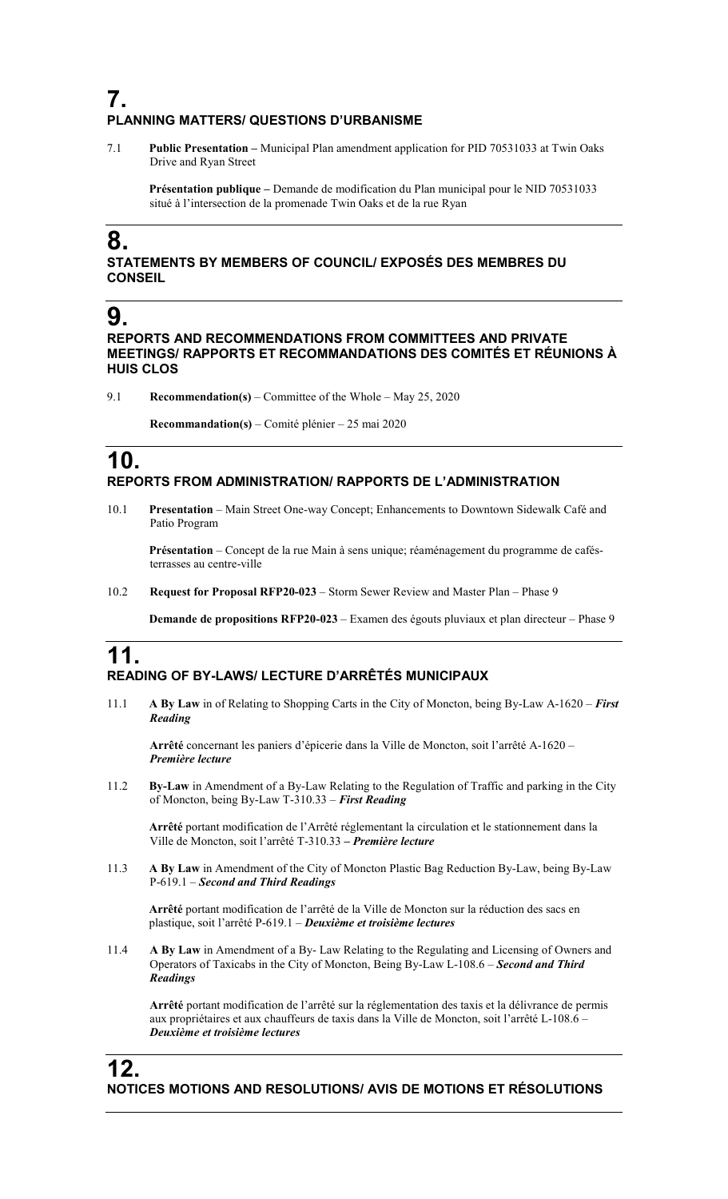# 7.

## PLANNING MATTERS/ QUESTIONS D'URBANISME

7.1 **Public Presentation –** Municipal Plan amendment application for PID 70531033 at Twin Oaks Drive and Ryan Street

**Présentation publique –** Demande de modification du Plan municipal pour le NID 70531033 situé à l'intersection de la promenade Twin Oaks et de la rue Ryan

# 8.

## STATEMENTS BY MEMBERS OF COUNCIL/ EXPOSÉS DES MEMBRES DU CONSEIL

# 9.

## REPORTS AND RECOMMENDATIONS FROM COMMITTEES AND PRIVATE MEETINGS/ RAPPORTS ET RECOMMANDATIONS DES COMITÉS ET RÉUNIONS À HUIS CLOS

9.1 **Recommendation(s)** – Committee of the Whole – May 25, 2020

**Recommandation(s)** – Comité plénier – 25 mai 2020

# 10.

## REPORTS FROM ADMINISTRATION/ RAPPORTS DE L'ADMINISTRATION

10.1 **Presentation** – Main Street One-way Concept; Enhancements to Downtown Sidewalk Café and Patio Program

**Présentation** – Concept de la rue Main à sens unique; réaménagement du programme de cafés-terrasses au centre-ville

10.2 **Request for Proposal RFP20-023** – Storm Sewer Review and Master Plan – Phase 9

**Demande de propositions RFP20-023** – Examen des égouts pluviaux et plan directeur – Phase 9

# 11.

## READING OF BY-LAWS/ LECTURE D'ARRÊTÉS MUNICIPAUX

11.1 **A By Law** in of Relating to Shopping Carts in the City of Moncton, being By-Law A-1620 – ***First Reading***

**Arrêté** concernant les paniers d'épicerie dans la Ville de Moncton, soit l'arrêté A-1620 – ***Première lecture***

11.2 **By-Law** in Amendment of a By-Law Relating to the Regulation of Traffic and parking in the City of Moncton, being By-Law T-310.33 – ***First Reading***

**Arrêté** portant modification de l'Arrêté réglementant la circulation et le stationnement dans la Ville de Moncton, soit l'arrêté T-310.33 **–** ***Première lecture***

11.3 **A By Law** in Amendment of the City of Moncton Plastic Bag Reduction By-Law, being By-Law P-619.1 – ***Second and Third Readings***

**Arrêté** portant modification de l'arrêté de la Ville de Moncton sur la réduction des sacs en plastique, soit l'arrêté P-619.1 – ***Deuxième et troisième lectures***

11.4 **A By Law** in Amendment of a By- Law Relating to the Regulating and Licensing of Owners and Operators of Taxicabs in the City of Moncton, Being By-Law L-108.6 – ***Second and Third Readings***

**Arrêté** portant modification de l'arrêté sur la réglementation des taxis et la délivrance de permis aux propriétaires et aux chauffeurs de taxis dans la Ville de Moncton, soit l'arrêté L-108.6 – ***Deuxième et troisième lectures***

# 12.

## NOTICES MOTIONS AND RESOLUTIONS/ AVIS DE MOTIONS ET RÉSOLUTIONS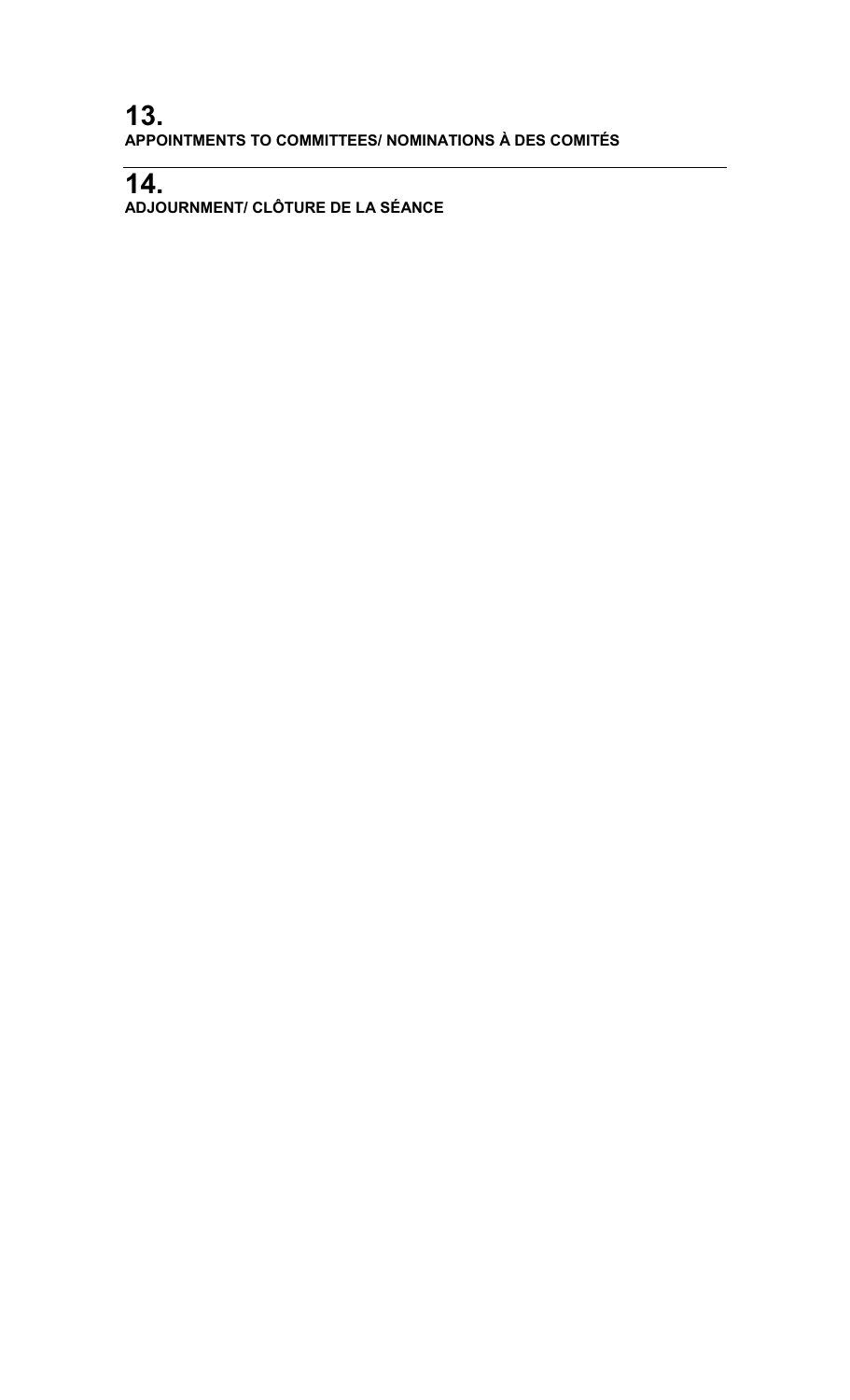## 13.
**APPOINTMENTS TO COMMITTEES/ NOMINATIONS À DES COMITÉS**

---

## 14.
**ADJOURNMENT/ CLÔTURE DE LA SÉANCE**